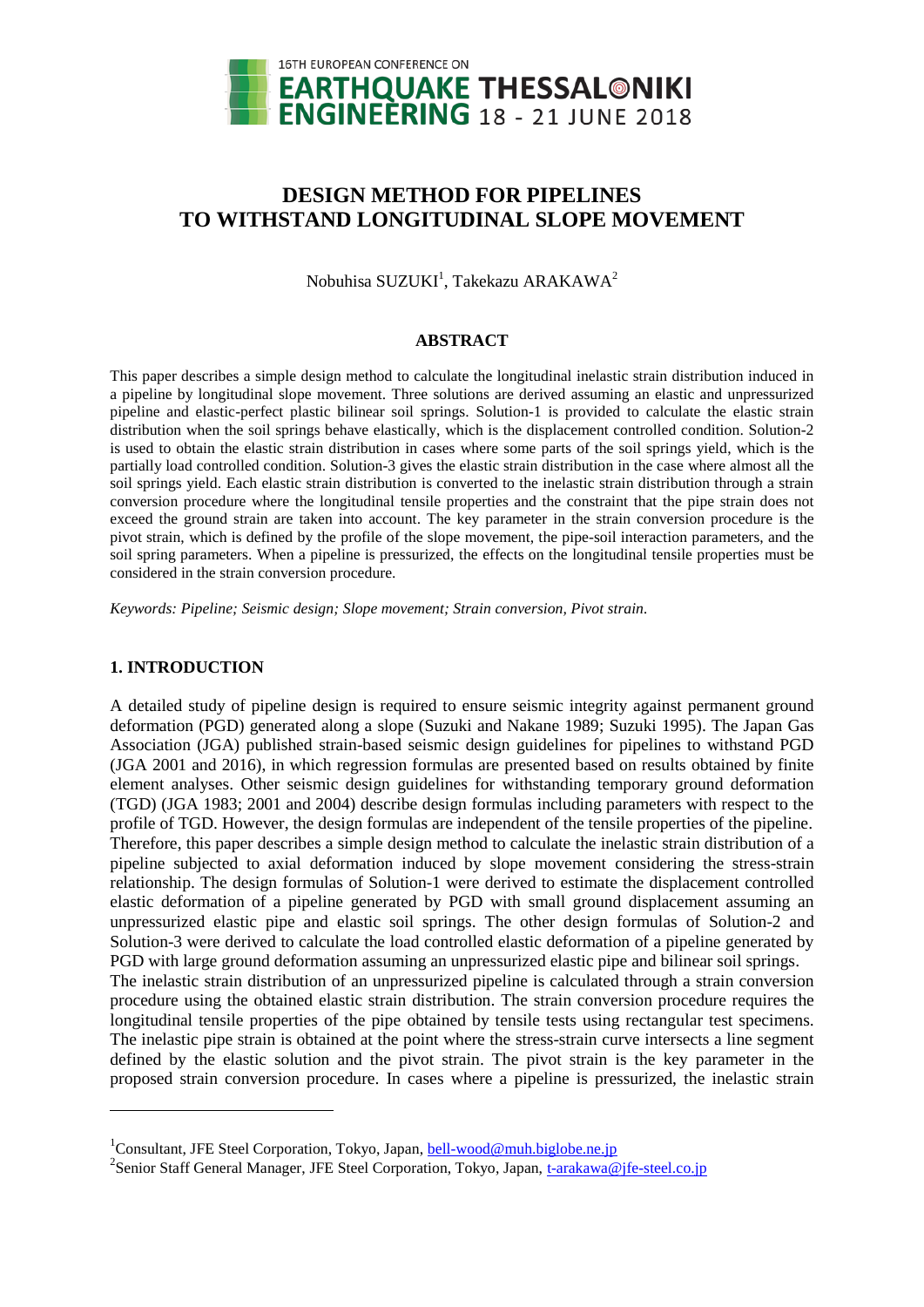# DESIGN METHOD FOR PIPELINES TO WITHSTAND LONGITUDINAL SLOPE MOVEMENT

Nobuhisa SUZUKI[1], Takekazu ARAKAWA[2]

## ABSTRACT

This paper describes a simple design method to calculate the longitudinal inelastic strain distribution induced in a pipeline by longitudinal slope movement. Three solutions are derived assuming an elastic and unpressurized pipeline and elastic-perfect plastic bilinear soil springs. Solution-1 is provided to calculate the elastic strain distribution when the soil springs behave elastically, which is the displacement controlled condition. Solution-2 is used to obtain the elastic strain distribution in cases where some parts of the soil springs yield, which is the partially load controlled condition. Solution-3 gives the elastic strain distribution in the case where almost all the soil springs yield. Each elastic strain distribution is converted to the inelastic strain distribution through a strain conversion procedure where the longitudinal tensile properties and the constraint that the pipe strain does not exceed the ground strain are taken into account. The key parameter in the strain conversion procedure is the pivot strain, which is defined by the profile of the slope movement, the pipe-soil interaction parameters, and the soil spring parameters. When a pipeline is pressurized, the effects on the longitudinal tensile properties must be considered in the strain conversion procedure.

*Keywords: Pipeline; Seismic design; Slope movement; Strain conversion, Pivot strain.*

## 1. INTRODUCTION

A detailed study of pipeline design is required to ensure seismic integrity against permanent ground deformation (PGD) generated along a slope (Suzuki and Nakane 1989; Suzuki 1995). The Japan Gas Association (JGA) published strain-based seismic design guidelines for pipelines to withstand PGD (JGA 2001 and 2016), in which regression formulas are presented based on results obtained by finite element analyses. Other seismic design guidelines for withstanding temporary ground deformation (TGD) (JGA 1983; 2001 and 2004) describe design formulas including parameters with respect to the profile of TGD. However, the design formulas are independent of the tensile properties of the pipeline. Therefore, this paper describes a simple design method to calculate the inelastic strain distribution of a pipeline subjected to axial deformation induced by slope movement considering the stress-strain relationship. The design formulas of Solution-1 were derived to estimate the displacement controlled elastic deformation of a pipeline generated by PGD with small ground displacement assuming an unpressurized elastic pipe and elastic soil springs. The other design formulas of Solution-2 and Solution-3 were derived to calculate the load controlled elastic deformation of a pipeline generated by PGD with large ground deformation assuming an unpressurized elastic pipe and bilinear soil springs.
The inelastic strain distribution of an unpressurized pipeline is calculated through a strain conversion procedure using the obtained elastic strain distribution. The strain conversion procedure requires the longitudinal tensile properties of the pipe obtained by tensile tests using rectangular test specimens. The inelastic pipe strain is obtained at the point where the stress-strain curve intersects a line segment defined by the elastic solution and the pivot strain. The pivot strain is the key parameter in the proposed strain conversion procedure. In cases where a pipeline is pressurized, the inelastic strain

---

[1]Consultant, JFE Steel Corporation, Tokyo, Japan, bell-wood@muh.biglobe.ne.jp

[2]Senior Staff General Manager, JFE Steel Corporation, Tokyo, Japan, t-arakawa@jfe-steel.co.jp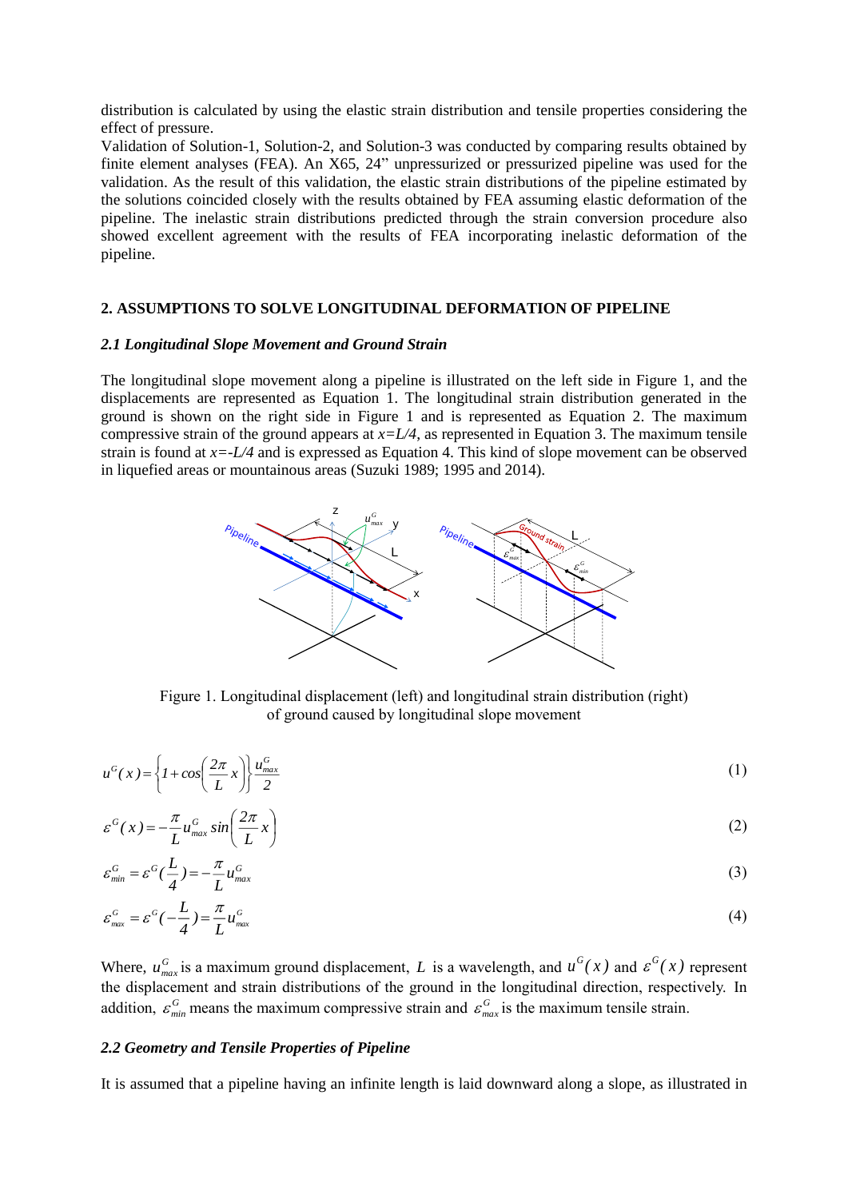distribution is calculated by using the elastic strain distribution and tensile properties considering the effect of pressure.

Validation of Solution-1, Solution-2, and Solution-3 was conducted by comparing results obtained by finite element analyses (FEA). An X65, 24” unpressurized or pressurized pipeline was used for the validation. As the result of this validation, the elastic strain distributions of the pipeline estimated by the solutions coincided closely with the results obtained by FEA assuming elastic deformation of the pipeline. The inelastic strain distributions predicted through the strain conversion procedure also showed excellent agreement with the results of FEA incorporating inelastic deformation of the pipeline.

## 2. ASSUMPTIONS TO SOLVE LONGITUDINAL DEFORMATION OF PIPELINE

### *2.1 Longitudinal Slope Movement and Ground Strain*

The longitudinal slope movement along a pipeline is illustrated on the left side in Figure 1, and the displacements are represented as Equation 1. The longitudinal strain distribution generated in the ground is shown on the right side in Figure 1 and is represented as Equation 2. The maximum compressive strain of the ground appears at $x=L/4$, as represented in Equation 3. The maximum tensile strain is found at $x=-L/4$ and is expressed as Equation 4. This kind of slope movement can be observed in liquefied areas or mountainous areas (Suzuki 1989; 1995 and 2014).

Figure 1. Longitudinal displacement (left) and longitudinal strain distribution (right) of ground caused by longitudinal slope movement

$$u^G(x) = \left\{ 1 + \cos\left( \frac{2\pi}{L} x \right) \right\} \frac{u^G_{max}}{2} \tag{1}$$

$$\varepsilon^G(x) = -\frac{\pi}{L} u^G_{max} \sin\left( \frac{2\pi}{L} x \right) \tag{2}$$

$$\varepsilon^G_{min} = \varepsilon^G\left(\frac{L}{4}\right) = -\frac{\pi}{L} u^G_{max} \tag{3}$$

$$\varepsilon^G_{max} = \varepsilon^G\left(-\frac{L}{4}\right) = \frac{\pi}{L} u^G_{max} \tag{4}$$

Where, $u^G_{max}$ is a maximum ground displacement, $L$ is a wavelength, and $u^G(x)$ and $\varepsilon^G(x)$ represent the displacement and strain distributions of the ground in the longitudinal direction, respectively. In addition, $\varepsilon^G_{min}$ means the maximum compressive strain and $\varepsilon^G_{max}$ is the maximum tensile strain.

### *2.2 Geometry and Tensile Properties of Pipeline*

It is assumed that a pipeline having an infinite length is laid downward along a slope, as illustrated in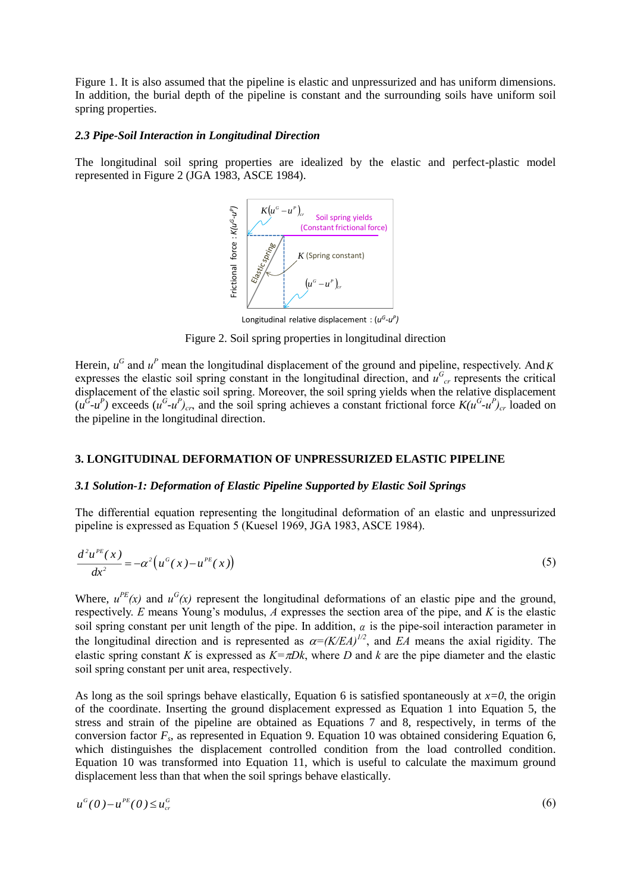Figure 1. It is also assumed that the pipeline is elastic and unpressurized and has uniform dimensions. In addition, the burial depth of the pipeline is constant and the surrounding soils have uniform soil spring properties.

### *2.3 Pipe-Soil Interaction in Longitudinal Direction*

The longitudinal soil spring properties are idealized by the elastic and perfect-plastic model represented in Figure 2 (JGA 1983, ASCE 1984).

Figure 2. Soil spring properties in longitudinal direction

Herein, $u^G$ and $u^P$ mean the longitudinal displacement of the ground and pipeline, respectively. And $K$ expresses the elastic soil spring constant in the longitudinal direction, and $u^G_{cr}$ represents the critical displacement of the elastic soil spring. Moreover, the soil spring yields when the relative displacement $(u^G\text{-}u^P)$ exceeds $(u^G\text{-}u^P)_{cr}$, and the soil spring achieves a constant frictional force $K(u^G\text{-}u^P)_{cr}$ loaded on the pipeline in the longitudinal direction.

## 3. LONGITUDINAL DEFORMATION OF UNPRESSURIZED ELASTIC PIPELINE

### *3.1 Solution-1: Deformation of Elastic Pipeline Supported by Elastic Soil Springs*

The differential equation representing the longitudinal deformation of an elastic and unpressurized pipeline is expressed as Equation 5 (Kuesel 1969, JGA 1983, ASCE 1984).

$$\frac{d^2u^{PE}(x)}{dx^2} = -\alpha^2\left(u^G(x) - u^{PE}(x)\right) \tag{5}$$

Where, $u^{PE}(x)$ and $u^G(x)$ represent the longitudinal deformations of an elastic pipe and the ground, respectively. $E$ means Young's modulus, $A$ expresses the section area of the pipe, and $K$ is the elastic soil spring constant per unit length of the pipe. In addition, $\alpha$ is the pipe-soil interaction parameter in the longitudinal direction and is represented as $\alpha=(K/EA)^{1/2}$, and $EA$ means the axial rigidity. The elastic spring constant $K$ is expressed as $K=\pi Dk$, where $D$ and $k$ are the pipe diameter and the elastic soil spring constant per unit area, respectively.

As long as the soil springs behave elastically, Equation 6 is satisfied spontaneously at $x=0$, the origin of the coordinate. Inserting the ground displacement expressed as Equation 1 into Equation 5, the stress and strain of the pipeline are obtained as Equations 7 and 8, respectively, in terms of the conversion factor $F_s$, as represented in Equation 9. Equation 10 was obtained considering Equation 6, which distinguishes the displacement controlled condition from the load controlled condition. Equation 10 was transformed into Equation 11, which is useful to calculate the maximum ground displacement less than that when the soil springs behave elastically.

$$u^G(0) - u^{PE}(0) \leq u^G_{cr} \tag{6}$$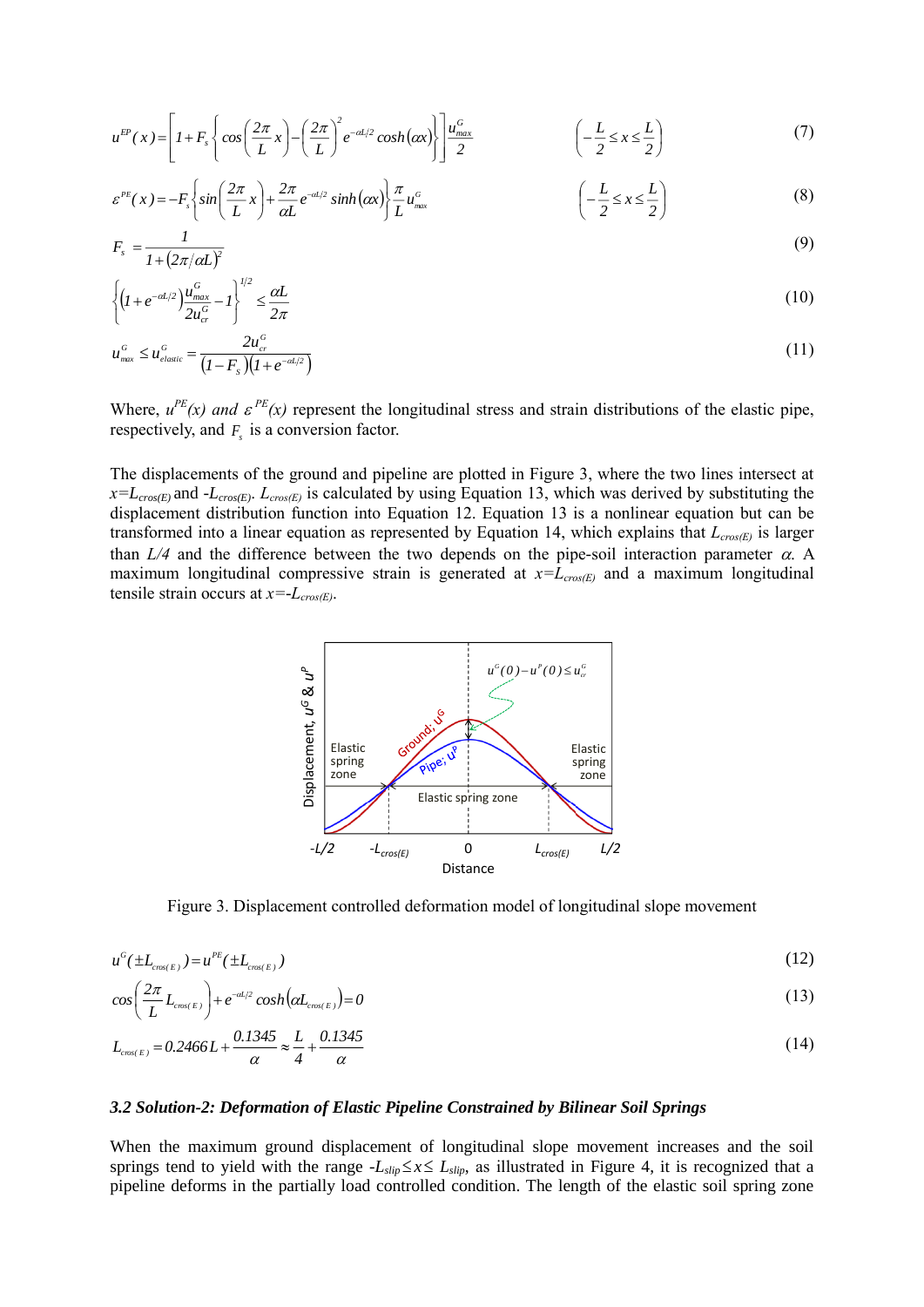$$u^{EP}(x)=\left[1+F_s\left\{\cos\left(\frac{2\pi}{L}x\right)-\left(\frac{2\pi}{L}\right)^2 e^{-\alpha L/2}\cosh(\alpha x)\right\}\right]\frac{u_{max}^G}{2} \qquad \left(-\frac{L}{2}\le x\le\frac{L}{2}\right) \tag{7}$$

$$\varepsilon^{PE}(x)=-F_s\left\{\sin\left(\frac{2\pi}{L}x\right)+\frac{2\pi}{\alpha L}e^{-\alpha L/2}\sinh(\alpha x)\right\}\frac{\pi}{L}u_{max}^G \qquad \left(-\frac{L}{2}\le x\le\frac{L}{2}\right) \tag{8}$$

$$F_s=\frac{1}{1+(2\pi/\alpha L)^2} \tag{9}$$

$$\left\{\left(1+e^{-\alpha L/2}\right)\frac{u_{max}^G}{2u_{cr}^G}-1\right\}^{1/2}\le\frac{\alpha L}{2\pi} \tag{10}$$

$$u_{max}^G\le u_{elastic}^G=\frac{2u_{cr}^G}{(1-F_s)\left(1+e^{-\alpha L/2}\right)} \tag{11}$$

Where, $u^{PE}(x)$ and $\varepsilon^{PE}(x)$ represent the longitudinal stress and strain distributions of the elastic pipe, respectively, and $F_s$ is a conversion factor.

The displacements of the ground and pipeline are plotted in Figure 3, where the two lines intersect at $x=L_{cros(E)}$ and $-L_{cros(E)}$. $L_{cros(E)}$ is calculated by using Equation 13, which was derived by substituting the displacement distribution function into Equation 12. Equation 13 is a nonlinear equation but can be transformed into a linear equation as represented by Equation 14, which explains that $L_{cros(E)}$ is larger than $L/4$ and the difference between the two depends on the pipe-soil interaction parameter $\alpha$. A maximum longitudinal compressive strain is generated at $x=L_{cros(E)}$ and a maximum longitudinal tensile strain occurs at $x=-L_{cros(E)}$.

Figure 3. Displacement controlled deformation model of longitudinal slope movement

$$u^G(\pm L_{cros(E)})=u^{PE}(\pm L_{cros(E)}) \tag{12}$$

$$\cos\left(\frac{2\pi}{L}L_{cros(E)}\right)+e^{-\alpha L/2}\cosh\left(\alpha L_{cros(E)}\right)=0 \tag{13}$$

$$L_{cros(E)}=0.2466L+\frac{0.1345}{\alpha}\approx\frac{L}{4}+\frac{0.1345}{\alpha} \tag{14}$$

### *3.2 Solution-2: Deformation of Elastic Pipeline Constrained by Bilinear Soil Springs*

When the maximum ground displacement of longitudinal slope movement increases and the soil springs tend to yield with the range $-L_{slip}\le x\le L_{slip}$, as illustrated in Figure 4, it is recognized that a pipeline deforms in the partially load controlled condition. The length of the elastic soil spring zone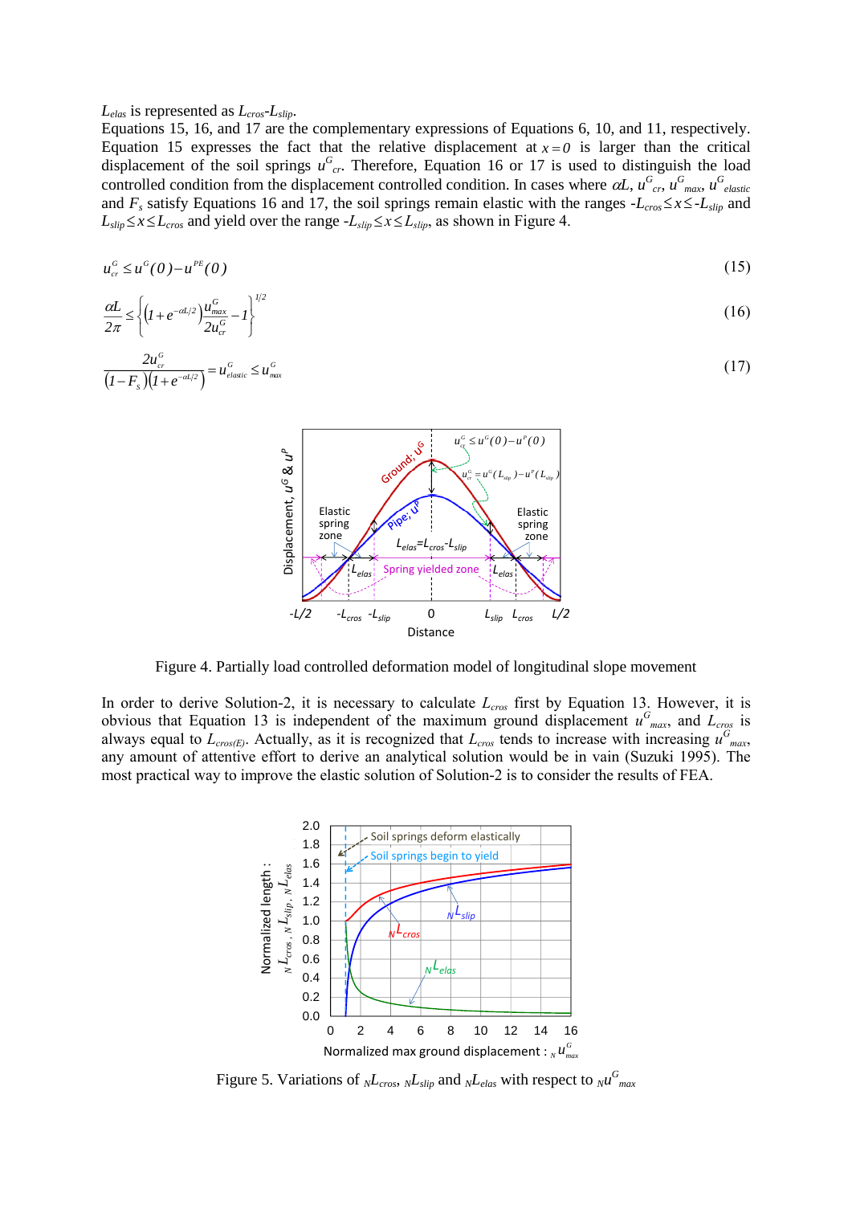$L_{elas}$ is represented as $L_{cros}$-$L_{slip}$.

Equations 15, 16, and 17 are the complementary expressions of Equations 6, 10, and 11, respectively. Equation 15 expresses the fact that the relative displacement at $x=0$ is larger than the critical displacement of the soil springs $u^G_{cr}$. Therefore, Equation 16 or 17 is used to distinguish the load controlled condition from the displacement controlled condition. In cases where $\alpha L$, $u^G_{cr}$, $u^G_{max}$, $u^G_{elastic}$ and $F_s$ satisfy Equations 16 and 17, the soil springs remain elastic with the ranges $-L_{cros} \le x \le -L_{slip}$ and $L_{slip} \le x \le L_{cros}$ and yield over the range $-L_{slip} \le x \le L_{slip}$, as shown in Figure 4.

$$u^G_{cr} \le u^G(0) - u^{PE}(0) \tag{15}$$

$$\frac{\alpha L}{2\pi} \le \left\{ \left(1 + e^{-\alpha L/2}\right) \frac{u^G_{max}}{2u^G_{cr}} - 1 \right\}^{1/2} \tag{16}$$

$$\frac{2u^G_{cr}}{\left(1 - F_s\right)\left(1 + e^{-\alpha L/2}\right)} = u^G_{elastic} \le u^G_{max} \tag{17}$$

Figure 4. Partially load controlled deformation model of longitudinal slope movement

In order to derive Solution-2, it is necessary to calculate $L_{cros}$ first by Equation 13. However, it is obvious that Equation 13 is independent of the maximum ground displacement $u^G_{max}$, and $L_{cros}$ is always equal to $L_{cros(E)}$. Actually, as it is recognized that $L_{cros}$ tends to increase with increasing $u^G_{max}$, any amount of attentive effort to derive an analytical solution would be in vain (Suzuki 1995). The most practical way to improve the elastic solution of Solution-2 is to consider the results of FEA.

Figure 5. Variations of ${}_NL_{cros}$, ${}_NL_{slip}$ and ${}_NL_{elas}$ with respect to ${}_Nu^G_{max}$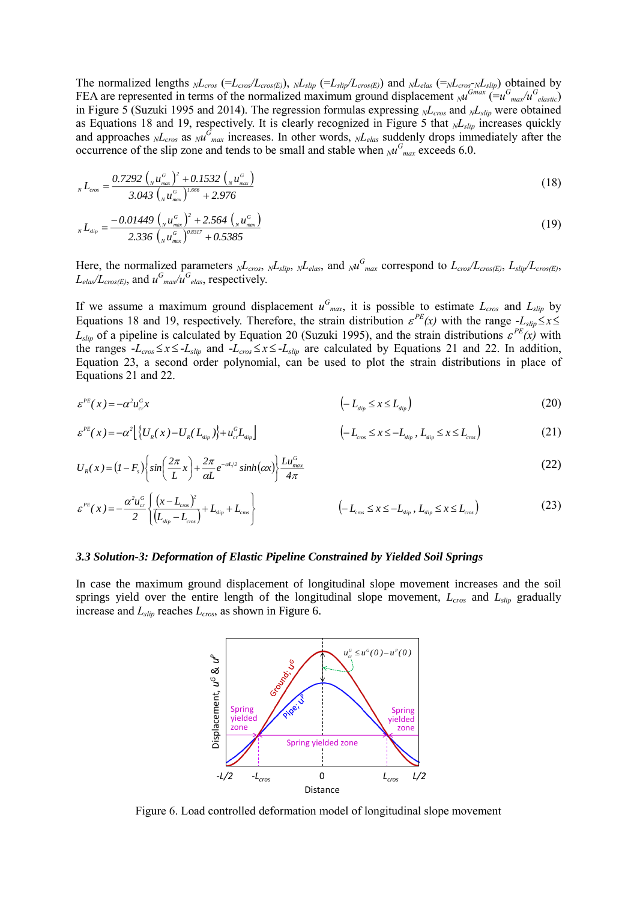The normalized lengths ${}_{N}L_{cros}$ (=$L_{cros}/L_{cros(E)}$), ${}_{N}L_{slip}$ (=$L_{slip}/L_{cros(E)}$) and ${}_{N}L_{elas}$ (=${}_{N}L_{cros}$-${}_{N}L_{slip}$) obtained by FEA are represented in terms of the normalized maximum ground displacement ${}_{N}u^{Gmax}$ (=$u^{G}_{max}/u^{G}_{elastic}$) in Figure 5 (Suzuki 1995 and 2014). The regression formulas expressing ${}_{N}L_{cros}$ and ${}_{N}L_{slip}$ were obtained as Equations 18 and 19, respectively. It is clearly recognized in Figure 5 that ${}_{N}L_{slip}$ increases quickly and approaches ${}_{N}L_{cros}$ as ${}_{N}u^{G}_{max}$ increases. In other words, ${}_{N}L_{elas}$ suddenly drops immediately after the occurrence of the slip zone and tends to be small and stable when ${}_{N}u^{G}_{max}$ exceeds 6.0.

$$
{}_{N}L_{cros} = \frac{0.7292\left({}_{N}u^{G}_{max}\right)^{2} + 0.1532\left({}_{N}u^{G}_{max}\right)}{3.043\left({}_{N}u^{G}_{max}\right)^{1.666} + 2.976} \tag{18}
$$

$$
{}_{N}L_{slip} = \frac{-0.01449\left({}_{N}u^{G}_{max}\right)^{2} + 2.564\left({}_{N}u^{G}_{max}\right)}{2.336\left({}_{N}u^{G}_{max}\right)^{0.8317} + 0.5385} \tag{19}
$$

Here, the normalized parameters ${}_{N}L_{cros}$, ${}_{N}L_{slip}$, ${}_{N}L_{elas}$, and ${}_{N}u^{G}_{max}$ correspond to $L_{cros}/L_{cros(E)}$, $L_{slip}/L_{cros(E)}$, $L_{elas}/L_{cros(E)}$, and $u^{G}_{max}/u^{G}_{elas}$, respectively.

If we assume a maximum ground displacement $u^{G}_{max}$, it is possible to estimate $L_{cros}$ and $L_{slip}$ by Equations 18 and 19, respectively. Therefore, the strain distribution $\varepsilon^{PE}(x)$ with the range $-L_{slip} \le x \le L_{slip}$ of a pipeline is calculated by Equation 20 (Suzuki 1995), and the strain distributions $\varepsilon^{PE}(x)$ with the ranges $-L_{cros} \le x \le -L_{slip}$ and $-L_{cros} \le x \le -L_{slip}$ are calculated by Equations 21 and 22. In addition, Equation 23, a second order polynomial, can be used to plot the strain distributions in place of Equations 21 and 22.

$$
\varepsilon^{PE}(x) = -\alpha^{2} u^{G}_{cr} x \qquad \left(-L_{slip} \le x \le L_{slip}\right) \tag{20}
$$

$$
\varepsilon^{PE}(x) = -\alpha^{2}\left[\left\{U_{R}(x) - U_{R}(L_{slip})\right\} + u^{G}_{cr} L_{slip}\right] \qquad \left(-L_{cros} \le x \le -L_{slip},\ L_{slip} \le x \le L_{cros}\right) \tag{21}
$$

$$
U_{R}(x) = (1 - F_{s})\left\{\sin\left(\frac{2\pi}{L}x\right) + \frac{2\pi}{\alpha L} e^{-\alpha L/2} \sinh(\alpha x)\right\} \frac{L u^{G}_{max}}{4\pi} \tag{22}
$$

$$
\varepsilon^{PE}(x) = -\frac{\alpha^{2} u^{G}_{cr}}{2}\left\{\frac{(x - L_{cros})^{2}}{(L_{slip} - L_{cros})} + L_{slip} + L_{cros}\right\} \qquad \left(-L_{cros} \le x \le -L_{slip},\ L_{slip} \le x \le L_{cros}\right) \tag{23}
$$

### 3.3 Solution-3: Deformation of Elastic Pipeline Constrained by Yielded Soil Springs

In case the maximum ground displacement of longitudinal slope movement increases and the soil springs yield over the entire length of the longitudinal slope movement, $L_{cros}$ and $L_{slip}$ gradually increase and $L_{slip}$ reaches $L_{cros}$, as shown in Figure 6.

Figure 6. Load controlled deformation model of longitudinal slope movement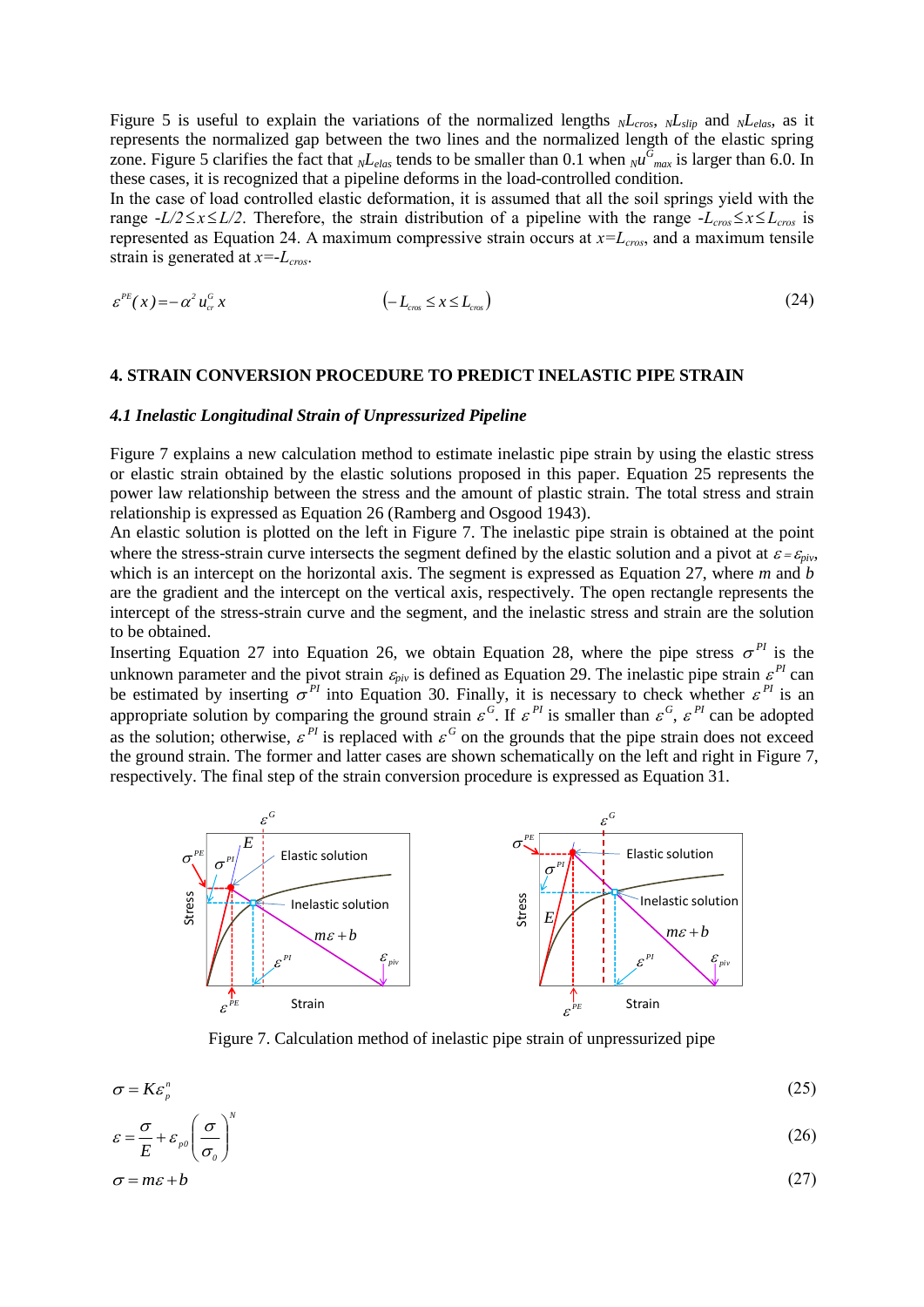Figure 5 is useful to explain the variations of the normalized lengths $_{N}L_{cros}$, $_{N}L_{slip}$ and $_{N}L_{elas}$, as it represents the normalized gap between the two lines and the normalized length of the elastic spring zone. Figure 5 clarifies the fact that $_{N}L_{elas}$ tends to be smaller than 0.1 when $_{N}u^{G}_{max}$ is larger than 6.0. In these cases, it is recognized that a pipeline deforms in the load-controlled condition.
In the case of load controlled elastic deformation, it is assumed that all the soil springs yield with the range $-L/2 \leq x \leq L/2$. Therefore, the strain distribution of a pipeline with the range $-L_{cros} \leq x \leq L_{cros}$ is represented as Equation 24. A maximum compressive strain occurs at $x=L_{cros}$, and a maximum tensile strain is generated at $x=-L_{cros}$.

$$\varepsilon^{PE}(x) = -\alpha^2 u^G_{cr}\, x \qquad \left(-L_{cros} \leq x \leq L_{cros}\right) \tag{24}$$

## 4. STRAIN CONVERSION PROCEDURE TO PREDICT INELASTIC PIPE STRAIN

### *4.1 Inelastic Longitudinal Strain of Unpressurized Pipeline*

Figure 7 explains a new calculation method to estimate inelastic pipe strain by using the elastic stress or elastic strain obtained by the elastic solutions proposed in this paper. Equation 25 represents the power law relationship between the stress and the amount of plastic strain. The total stress and strain relationship is expressed as Equation 26 (Ramberg and Osgood 1943).
An elastic solution is plotted on the left in Figure 7. The inelastic pipe strain is obtained at the point where the stress-strain curve intersects the segment defined by the elastic solution and a pivot at $\varepsilon=\varepsilon_{piv}$, which is an intercept on the horizontal axis. The segment is expressed as Equation 27, where $m$ and $b$ are the gradient and the intercept on the vertical axis, respectively. The open rectangle represents the intercept of the stress-strain curve and the segment, and the inelastic stress and strain are the solution to be obtained.
Inserting Equation 27 into Equation 26, we obtain Equation 28, where the pipe stress $\sigma^{PI}$ is the unknown parameter and the pivot strain $\varepsilon_{piv}$ is defined as Equation 29. The inelastic pipe strain $\varepsilon^{PI}$ can be estimated by inserting $\sigma^{PI}$ into Equation 30. Finally, it is necessary to check whether $\varepsilon^{PI}$ is an appropriate solution by comparing the ground strain $\varepsilon^{G}$. If $\varepsilon^{PI}$ is smaller than $\varepsilon^{G}$, $\varepsilon^{PI}$ can be adopted as the solution; otherwise, $\varepsilon^{PI}$ is replaced with $\varepsilon^{G}$ on the grounds that the pipe strain does not exceed the ground strain. The former and latter cases are shown schematically on the left and right in Figure 7, respectively. The final step of the strain conversion procedure is expressed as Equation 31.

Figure 7. Calculation method of inelastic pipe strain of unpressurized pipe

$$\sigma = K\varepsilon_p^n \tag{25}$$

$$\varepsilon = \frac{\sigma}{E} + \varepsilon_{p0}\left(\frac{\sigma}{\sigma_0}\right)^N \tag{26}$$

$$\sigma = m\varepsilon + b \tag{27}$$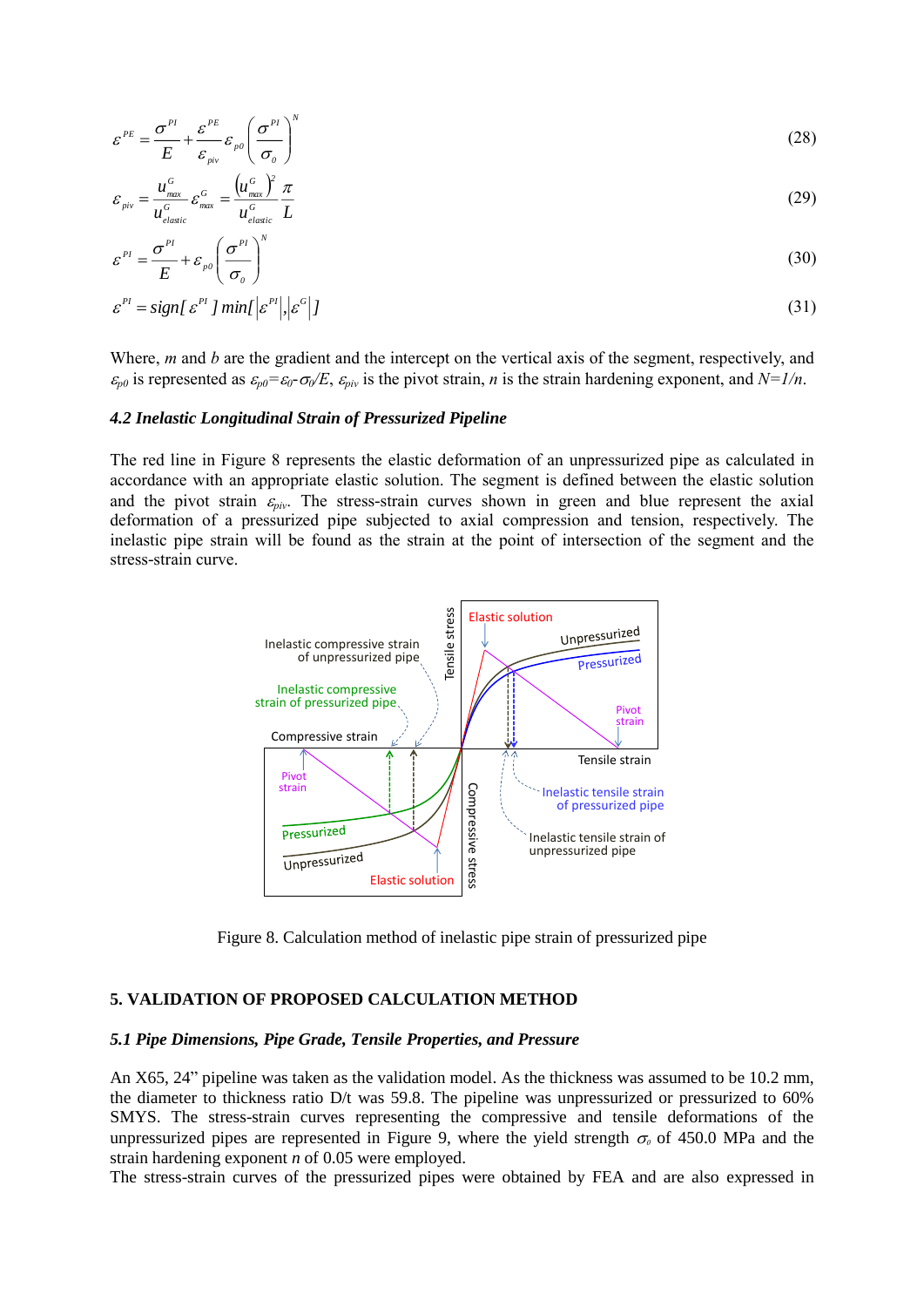$$\varepsilon^{PE} = \frac{\sigma^{PI}}{E} + \frac{\varepsilon^{PE}}{\varepsilon_{piv}} \varepsilon_{p0} \left( \frac{\sigma^{PI}}{\sigma_0} \right)^N \tag{28}$$

$$\varepsilon_{piv} = \frac{u^G_{max}}{u^G_{elastic}} \varepsilon^G_{max} = \frac{\left(u^G_{max}\right)^2}{u^G_{elastic}} \frac{\pi}{L} \tag{29}$$

$$\varepsilon^{PI} = \frac{\sigma^{PI}}{E} + \varepsilon_{p0} \left( \frac{\sigma^{PI}}{\sigma_0} \right)^N \tag{30}$$

$$\varepsilon^{PI} = sign[\varepsilon^{PI}]\, min[|\varepsilon^{PI}|, |\varepsilon^G|] \tag{31}$$

Where, *m* and *b* are the gradient and the intercept on the vertical axis of the segment, respectively, and $\varepsilon_{p0}$ is represented as $\varepsilon_{p0}=\varepsilon_0-\sigma_0/E$, $\varepsilon_{piv}$ is the pivot strain, *n* is the strain hardening exponent, and $N=1/n$.

### 4.2 Inelastic Longitudinal Strain of Pressurized Pipeline

The red line in Figure 8 represents the elastic deformation of an unpressurized pipe as calculated in accordance with an appropriate elastic solution. The segment is defined between the elastic solution and the pivot strain $\varepsilon_{piv}$. The stress-strain curves shown in green and blue represent the axial deformation of a pressurized pipe subjected to axial compression and tension, respectively. The inelastic pipe strain will be found as the strain at the point of intersection of the segment and the stress-strain curve.

Figure 8. Calculation method of inelastic pipe strain of pressurized pipe

## 5. VALIDATION OF PROPOSED CALCULATION METHOD

### 5.1 Pipe Dimensions, Pipe Grade, Tensile Properties, and Pressure

An X65, 24" pipeline was taken as the validation model. As the thickness was assumed to be 10.2 mm, the diameter to thickness ratio D/t was 59.8. The pipeline was unpressurized or pressurized to 60% SMYS. The stress-strain curves representing the compressive and tensile deformations of the unpressurized pipes are represented in Figure 9, where the yield strength $\sigma_0$ of 450.0 MPa and the strain hardening exponent *n* of 0.05 were employed.

The stress-strain curves of the pressurized pipes were obtained by FEA and are also expressed in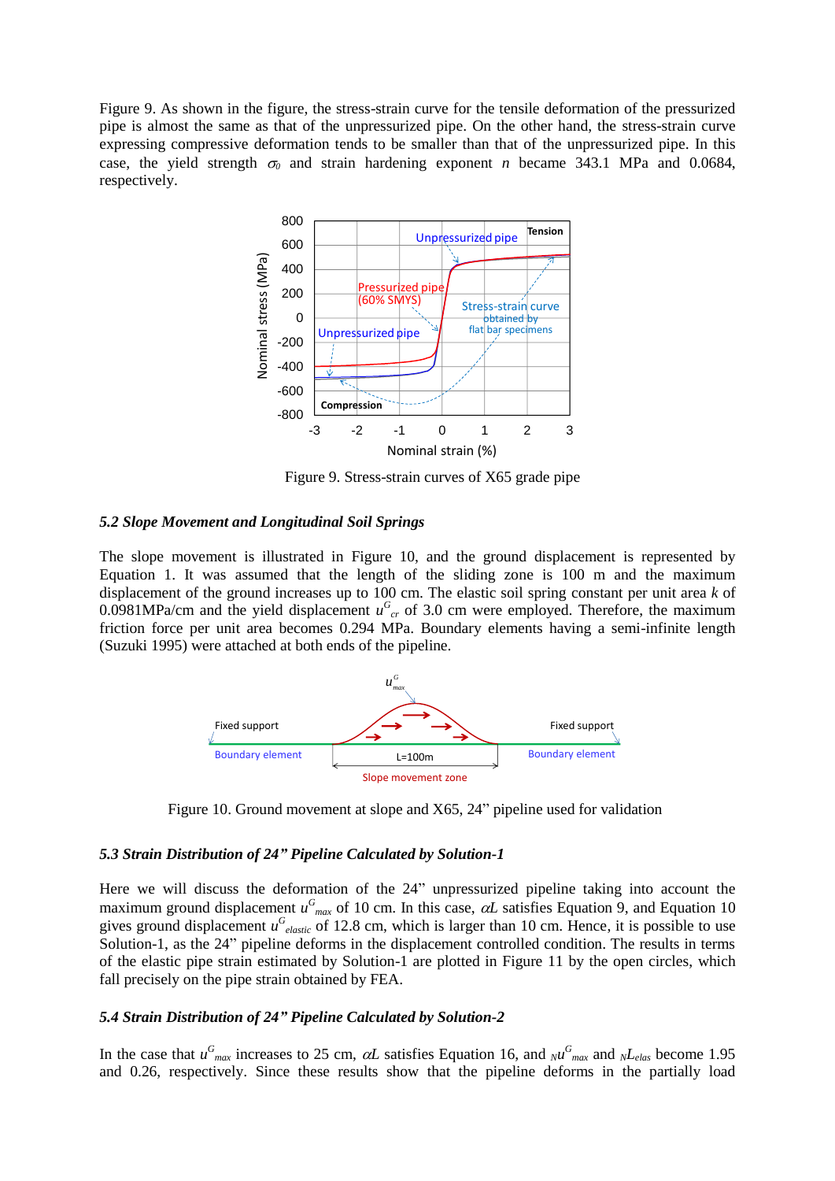Figure 9. As shown in the figure, the stress-strain curve for the tensile deformation of the pressurized pipe is almost the same as that of the unpressurized pipe. On the other hand, the stress-strain curve expressing compressive deformation tends to be smaller than that of the unpressurized pipe. In this case, the yield strength $\sigma_0$ and strain hardening exponent $n$ became 343.1 MPa and 0.0684, respectively.

Figure 9. Stress-strain curves of X65 grade pipe

### 5.2 Slope Movement and Longitudinal Soil Springs

The slope movement is illustrated in Figure 10, and the ground displacement is represented by Equation 1. It was assumed that the length of the sliding zone is 100 m and the maximum displacement of the ground increases up to 100 cm. The elastic soil spring constant per unit area $k$ of 0.0981MPa/cm and the yield displacement $u^G_{cr}$ of 3.0 cm were employed. Therefore, the maximum friction force per unit area becomes 0.294 MPa. Boundary elements having a semi-infinite length (Suzuki 1995) were attached at both ends of the pipeline.

Figure 10. Ground movement at slope and X65, 24" pipeline used for validation

### 5.3 Strain Distribution of 24" Pipeline Calculated by Solution-1

Here we will discuss the deformation of the 24" unpressurized pipeline taking into account the maximum ground displacement $u^G_{max}$ of 10 cm. In this case, $\alpha L$ satisfies Equation 9, and Equation 10 gives ground displacement $u^G_{elastic}$ of 12.8 cm, which is larger than 10 cm. Hence, it is possible to use Solution-1, as the 24" pipeline deforms in the displacement controlled condition. The results in terms of the elastic pipe strain estimated by Solution-1 are plotted in Figure 11 by the open circles, which fall precisely on the pipe strain obtained by FEA.

### 5.4 Strain Distribution of 24" Pipeline Calculated by Solution-2

In the case that $u^G_{max}$ increases to 25 cm, $\alpha L$ satisfies Equation 16, and ${}_N u^G_{max}$ and ${}_N L_{elas}$ become 1.95 and 0.26, respectively. Since these results show that the pipeline deforms in the partially load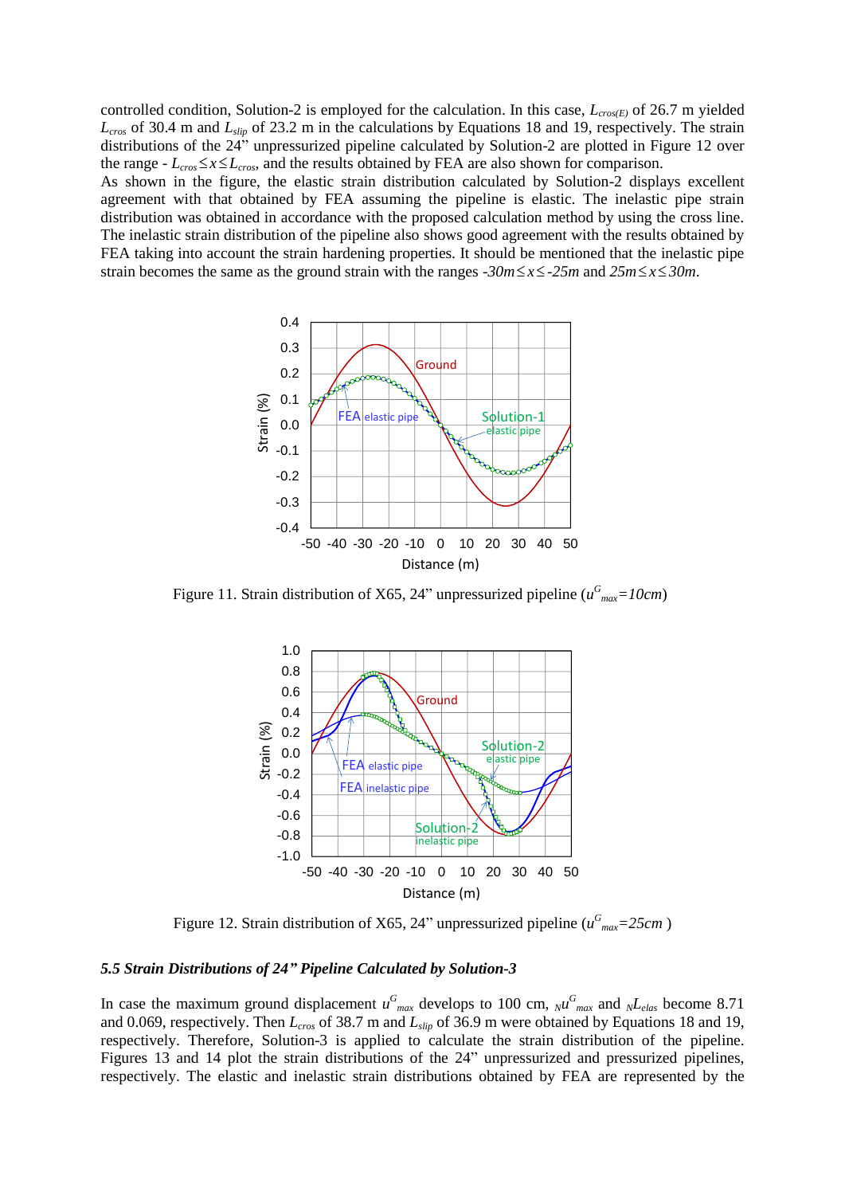controlled condition, Solution-2 is employed for the calculation. In this case, $L_{cros(E)}$ of 26.7 m yielded $L_{cros}$ of 30.4 m and $L_{slip}$ of 23.2 m in the calculations by Equations 18 and 19, respectively. The strain distributions of the 24" unpressurized pipeline calculated by Solution-2 are plotted in Figure 12 over the range $-L_{cros} \le x \le L_{cros}$, and the results obtained by FEA are also shown for comparison.

As shown in the figure, the elastic strain distribution calculated by Solution-2 displays excellent agreement with that obtained by FEA assuming the pipeline is elastic. The inelastic pipe strain distribution was obtained in accordance with the proposed calculation method by using the cross line. The inelastic strain distribution of the pipeline also shows good agreement with the results obtained by FEA taking into account the strain hardening properties. It should be mentioned that the inelastic pipe strain becomes the same as the ground strain with the ranges $-30m \le x \le -25m$ and $25m \le x \le 30m$.

Figure 11. Strain distribution of X65, 24" unpressurized pipeline ($u^G_{max}=10cm$)

Figure 12. Strain distribution of X65, 24" unpressurized pipeline ($u^G_{max}=25cm$ )

### *5.5 Strain Distributions of 24" Pipeline Calculated by Solution-3*

In case the maximum ground displacement $u^G_{max}$ develops to 100 cm, ${}_N u^G_{max}$ and ${}_N L_{elas}$ become 8.71 and 0.069, respectively. Then $L_{cros}$ of 38.7 m and $L_{slip}$ of 36.9 m were obtained by Equations 18 and 19, respectively. Therefore, Solution-3 is applied to calculate the strain distribution of the pipeline. Figures 13 and 14 plot the strain distributions of the 24" unpressurized and pressurized pipelines, respectively. The elastic and inelastic strain distributions obtained by FEA are represented by the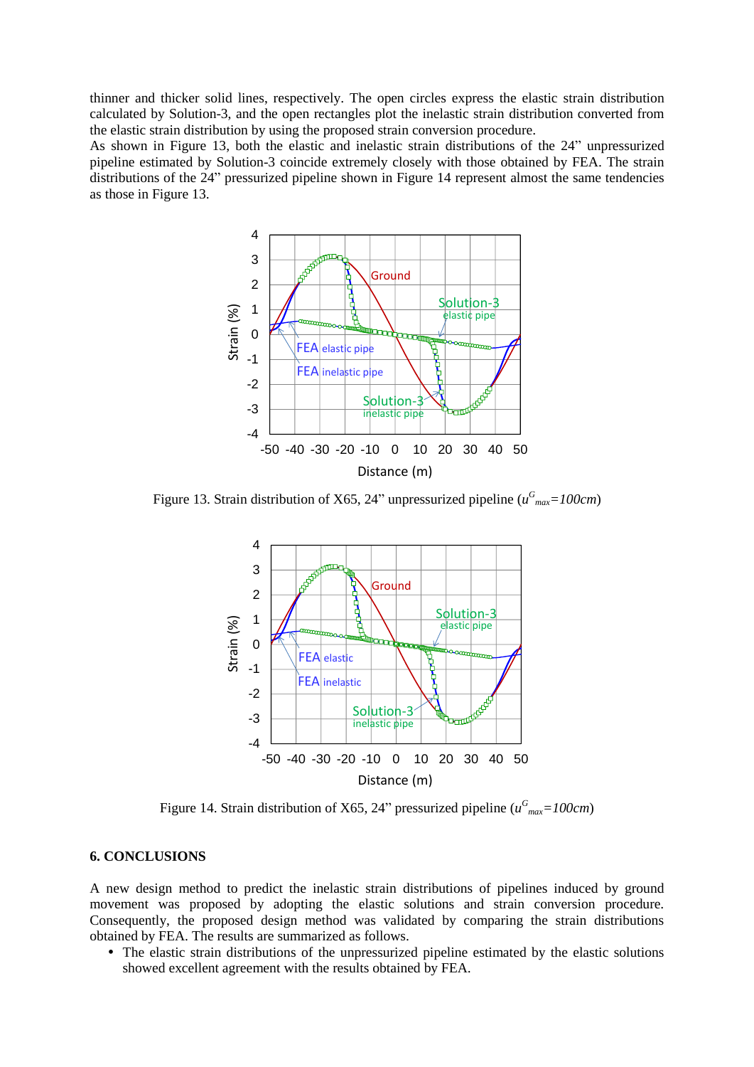thinner and thicker solid lines, respectively. The open circles express the elastic strain distribution calculated by Solution-3, and the open rectangles plot the inelastic strain distribution converted from the elastic strain distribution by using the proposed strain conversion procedure.

As shown in Figure 13, both the elastic and inelastic strain distributions of the 24" unpressurized pipeline estimated by Solution-3 coincide extremely closely with those obtained by FEA. The strain distributions of the 24" pressurized pipeline shown in Figure 14 represent almost the same tendencies as those in Figure 13.

Figure 13. Strain distribution of X65, 24" unpressurized pipeline ($u^G_{max}$*=100cm*)

Figure 14. Strain distribution of X65, 24" pressurized pipeline ($u^G_{max}$*=100cm*)

## 6. CONCLUSIONS

A new design method to predict the inelastic strain distributions of pipelines induced by ground movement was proposed by adopting the elastic solutions and strain conversion procedure. Consequently, the proposed design method was validated by comparing the strain distributions obtained by FEA. The results are summarized as follows.

- The elastic strain distributions of the unpressurized pipeline estimated by the elastic solutions showed excellent agreement with the results obtained by FEA.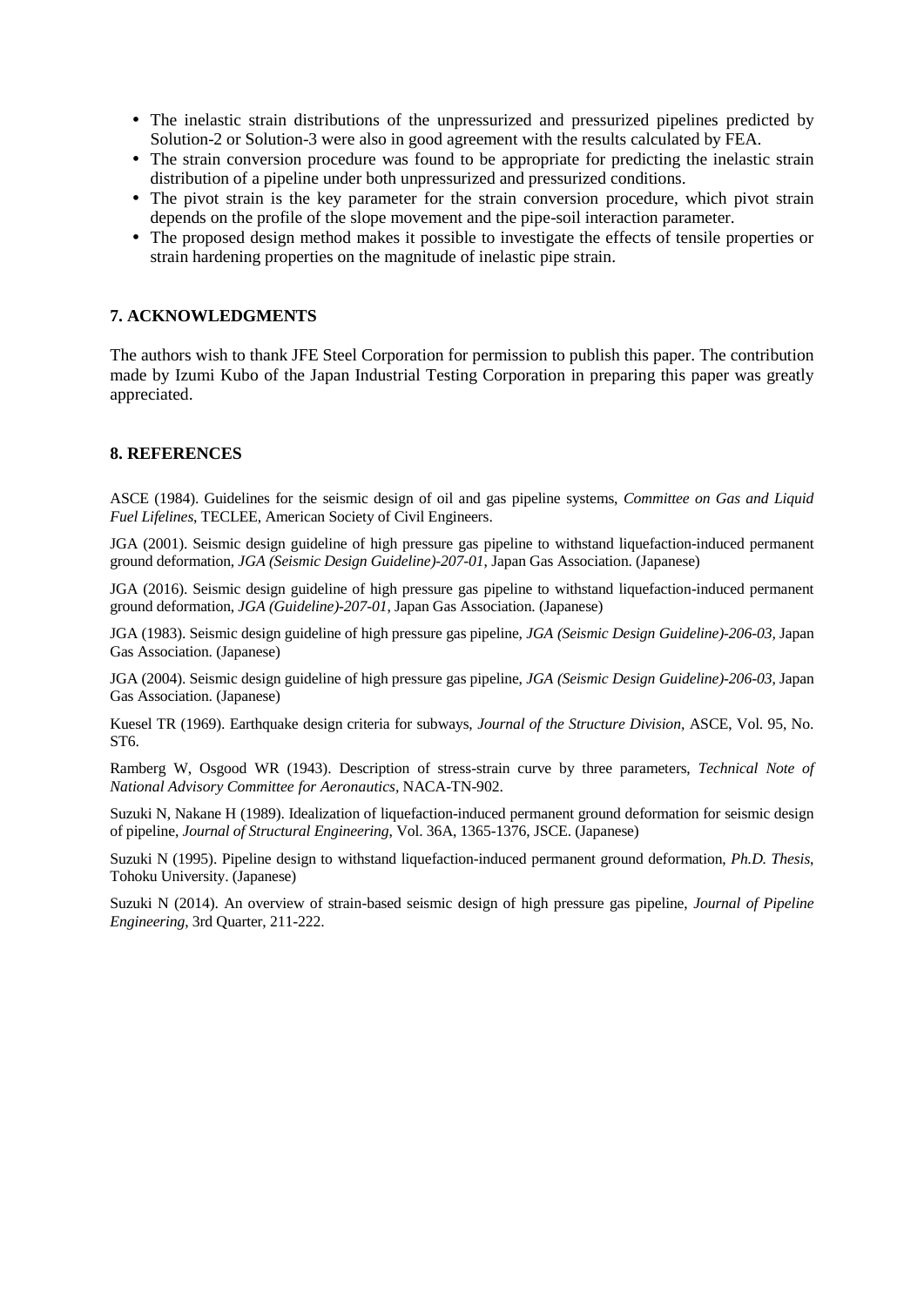- The inelastic strain distributions of the unpressurized and pressurized pipelines predicted by Solution-2 or Solution-3 were also in good agreement with the results calculated by FEA.
- The strain conversion procedure was found to be appropriate for predicting the inelastic strain distribution of a pipeline under both unpressurized and pressurized conditions.
- The pivot strain is the key parameter for the strain conversion procedure, which pivot strain depends on the profile of the slope movement and the pipe-soil interaction parameter.
- The proposed design method makes it possible to investigate the effects of tensile properties or strain hardening properties on the magnitude of inelastic pipe strain.

## 7. ACKNOWLEDGMENTS

The authors wish to thank JFE Steel Corporation for permission to publish this paper. The contribution made by Izumi Kubo of the Japan Industrial Testing Corporation in preparing this paper was greatly appreciated.

## 8. REFERENCES

ASCE (1984). Guidelines for the seismic design of oil and gas pipeline systems, *Committee on Gas and Liquid Fuel Lifelines*, TECLEE, American Society of Civil Engineers.

JGA (2001). Seismic design guideline of high pressure gas pipeline to withstand liquefaction-induced permanent ground deformation, *JGA (Seismic Design Guideline)-207-01*, Japan Gas Association. (Japanese)

JGA (2016). Seismic design guideline of high pressure gas pipeline to withstand liquefaction-induced permanent ground deformation, *JGA (Guideline)-207-01*, Japan Gas Association. (Japanese)

JGA (1983). Seismic design guideline of high pressure gas pipeline, *JGA (Seismic Design Guideline)-206-03,* Japan Gas Association. (Japanese)

JGA (2004). Seismic design guideline of high pressure gas pipeline, *JGA (Seismic Design Guideline)-206-03,* Japan Gas Association. (Japanese)

Kuesel TR (1969). Earthquake design criteria for subways, *Journal of the Structure Division*, ASCE, Vol. 95, No. ST6.

Ramberg W, Osgood WR (1943). Description of stress-strain curve by three parameters, *Technical Note of National Advisory Committee for Aeronautics*, NACA-TN-902.

Suzuki N, Nakane H (1989). Idealization of liquefaction-induced permanent ground deformation for seismic design of pipeline, *Journal of Structural Engineering*, Vol. 36A, 1365-1376, JSCE. (Japanese)

Suzuki N (1995). Pipeline design to withstand liquefaction-induced permanent ground deformation, *Ph.D. Thesis*, Tohoku University. (Japanese)

Suzuki N (2014). An overview of strain-based seismic design of high pressure gas pipeline, *Journal of Pipeline Engineering*, 3rd Quarter, 211-222.